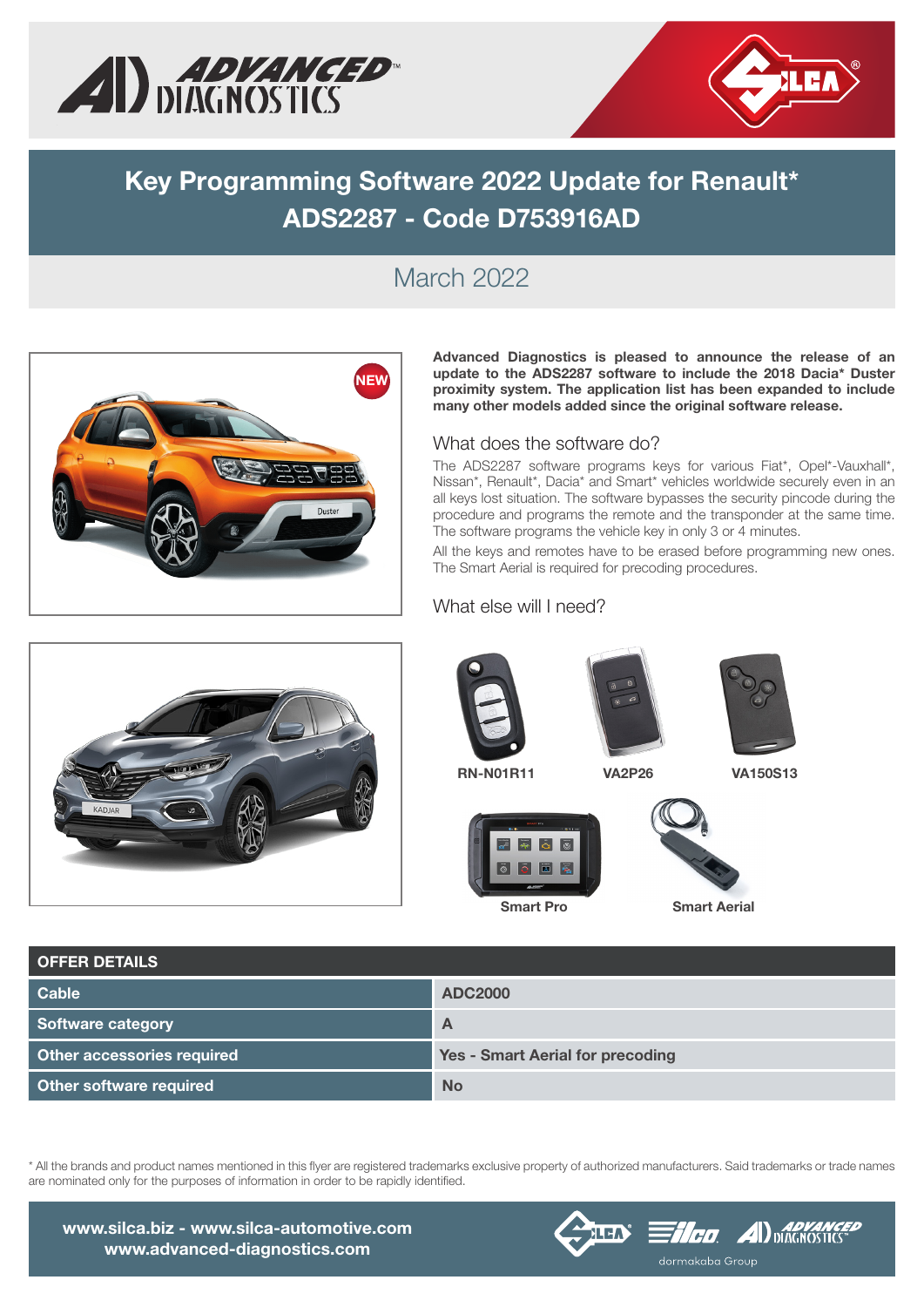# Key Programming Software 2022 Update for Renault*
# ADS2287 - Code D753916AD

## March 2022

**Advanced Diagnostics is pleased to announce the release of an update to the ADS2287 software to include the 2018 Dacia* Duster proximity system. The application list has been expanded to include many other models added since the original software release.**

### What does the software do?

The ADS2287 software programs keys for various Fiat*, Opel*-Vauxhall*, Nissan*, Renault*, Dacia* and Smart* vehicles worldwide securely even in an all keys lost situation. The software bypasses the security pincode during the procedure and programs the remote and the transponder at the same time. The software programs the vehicle key in only 3 or 4 minutes.

All the keys and remotes have to be erased before programming new ones. The Smart Aerial is required for precoding procedures.

### What else will I need?

RN-N01R11

VA2P26

VA150S13

Smart Pro

Smart Aerial

| OFFER DETAILS | |
|---|---|
| Cable | ADC2000 |
| Software category | A |
| Other accessories required | Yes - Smart Aerial for precoding |
| Other software required | No |

\* All the brands and product names mentioned in this flyer are registered trademarks exclusive property of authorized manufacturers. Said trademarks or trade names are nominated only for the purposes of information in order to be rapidly identified.

www.silca.biz - www.silca-automotive.com
www.advanced-diagnostics.com

dormakaba Group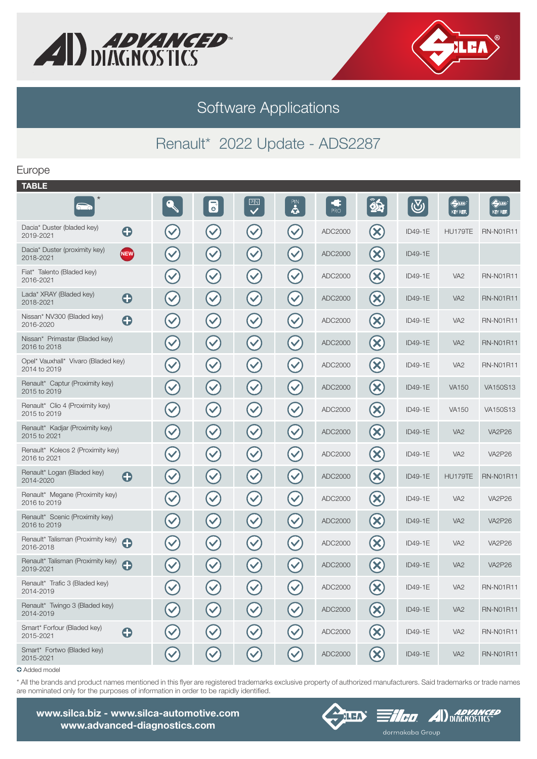# Software Applications

## Renault* 2022 Update - ADS2287

Europe

**TABLE**

| * | | | PIN | PIN | PRO | | | KEY REF. | KEY REF. |
|---|---|---|---|---|---|---|---|---|---|
| Dacia* Duster (bladed key) 2019-2021 ⊕ | ✓ | ✓ | ✓ | ✓ | ADC2000 | ✗ | ID49-1E | HU179TE | RN-N01R11 |
| Dacia* Duster (proximity key) 2018-2021 NEW | ✓ | ✓ | ✓ | ✓ | ADC2000 | ✗ | ID49-1E | | |
| Fiat* Talento (Bladed key) 2016-2021 | ✓ | ✓ | ✓ | ✓ | ADC2000 | ✗ | ID49-1E | VA2 | RN-N01R11 |
| Lada* XRAY (Bladed key) 2018-2021 ⊕ | ✓ | ✓ | ✓ | ✓ | ADC2000 | ✗ | ID49-1E | VA2 | RN-N01R11 |
| Nissan* NV300 (Bladed key) 2016-2020 ⊕ | ✓ | ✓ | ✓ | ✓ | ADC2000 | ✗ | ID49-1E | VA2 | RN-N01R11 |
| Nissan* Primastar (Bladed key) 2016 to 2018 | ✓ | ✓ | ✓ | ✓ | ADC2000 | ✗ | ID49-1E | VA2 | RN-N01R11 |
| Opel* Vauxhall* Vivaro (Bladed key) 2014 to 2019 | ✓ | ✓ | ✓ | ✓ | ADC2000 | ✗ | ID49-1E | VA2 | RN-N01R11 |
| Renault* Captur (Proximity key) 2015 to 2019 | ✓ | ✓ | ✓ | ✓ | ADC2000 | ✗ | ID49-1E | VA150 | VA150S13 |
| Renault* Clio 4 (Proximity key) 2015 to 2019 | ✓ | ✓ | ✓ | ✓ | ADC2000 | ✗ | ID49-1E | VA150 | VA150S13 |
| Renault* Kadjar (Proximity key) 2015 to 2021 | ✓ | ✓ | ✓ | ✓ | ADC2000 | ✗ | ID49-1E | VA2 | VA2P26 |
| Renault* Koleos 2 (Proximity key) 2016 to 2021 | ✓ | ✓ | ✓ | ✓ | ADC2000 | ✗ | ID49-1E | VA2 | VA2P26 |
| Renault* Logan (Bladed key) 2014-2020 ⊕ | ✓ | ✓ | ✓ | ✓ | ADC2000 | ✗ | ID49-1E | HU179TE | RN-N01R11 |
| Renault* Megane (Proximity key) 2016 to 2019 | ✓ | ✓ | ✓ | ✓ | ADC2000 | ✗ | ID49-1E | VA2 | VA2P26 |
| Renault* Scenic (Proximity key) 2016 to 2019 | ✓ | ✓ | ✓ | ✓ | ADC2000 | ✗ | ID49-1E | VA2 | VA2P26 |
| Renault* Talisman (Proximity key) 2016-2018 ⊕ | ✓ | ✓ | ✓ | ✓ | ADC2000 | ✗ | ID49-1E | VA2 | VA2P26 |
| Renault* Talisman (Proximity key) 2019-2021 ⊕ | ✓ | ✓ | ✓ | ✓ | ADC2000 | ✗ | ID49-1E | VA2 | VA2P26 |
| Renault* Trafic 3 (Bladed key) 2014-2019 | ✓ | ✓ | ✓ | ✓ | ADC2000 | ✗ | ID49-1E | VA2 | RN-N01R11 |
| Renault* Twingo 3 (Bladed key) 2014-2019 | ✓ | ✓ | ✓ | ✓ | ADC2000 | ✗ | ID49-1E | VA2 | RN-N01R11 |
| Smart* Forfour (Bladed key) 2015-2021 ⊕ | ✓ | ✓ | ✓ | ✓ | ADC2000 | ✗ | ID49-1E | VA2 | RN-N01R11 |
| Smart* Fortwo (Bladed key) 2015-2021 | ✓ | ✓ | ✓ | ✓ | ADC2000 | ✗ | ID49-1E | VA2 | RN-N01R11 |

⊕ Added model

* All the brands and product names mentioned in this flyer are registered trademarks exclusive property of authorized manufacturers. Said trademarks or trade names are nominated only for the purposes of information in order to be rapidly identified.

**www.silca.biz - www.silca-automotive.com**
**www.advanced-diagnostics.com**

dormakaba Group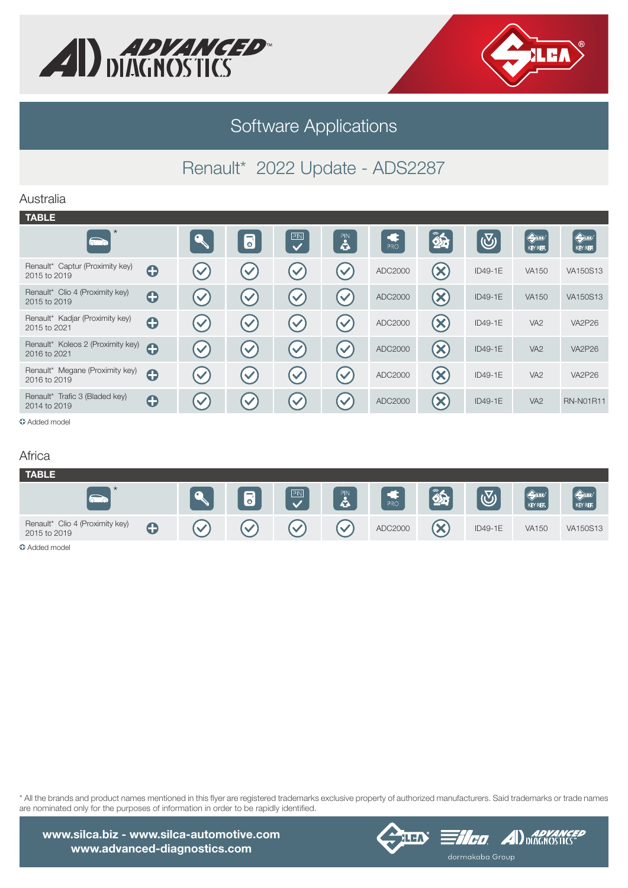## Software Applications

### Renault* 2022 Update - ADS2287

### Australia

**TABLE**

| * | | | | | | | | | | |
|---|---|---|---|---|---|---|---|---|---|---|
| Renault* Captur (Proximity key) 2015 to 2019 | ⊕ | ✓ | ✓ | ✓ | ✓ | ADC2000 | ✗ | ID49-1E | VA150 | VA150S13 |
| Renault* Clio 4 (Proximity key) 2015 to 2019 | ⊕ | ✓ | ✓ | ✓ | ✓ | ADC2000 | ✗ | ID49-1E | VA150 | VA150S13 |
| Renault* Kadjar (Proximity key) 2015 to 2021 | ⊕ | ✓ | ✓ | ✓ | ✓ | ADC2000 | ✗ | ID49-1E | VA2 | VA2P26 |
| Renault* Koleos 2 (Proximity key) 2016 to 2021 | ⊕ | ✓ | ✓ | ✓ | ✓ | ADC2000 | ✗ | ID49-1E | VA2 | VA2P26 |
| Renault* Megane (Proximity key) 2016 to 2019 | ⊕ | ✓ | ✓ | ✓ | ✓ | ADC2000 | ✗ | ID49-1E | VA2 | VA2P26 |
| Renault* Trafic 3 (Bladed key) 2014 to 2019 | ⊕ | ✓ | ✓ | ✓ | ✓ | ADC2000 | ✗ | ID49-1E | VA2 | RN-N01R11 |

⊕ Added model

### Africa

**TABLE**

| * | | | | | | | | | | |
|---|---|---|---|---|---|---|---|---|---|---|
| Renault* Clio 4 (Proximity key) 2015 to 2019 | ⊕ | ✓ | ✓ | ✓ | ✓ | ADC2000 | ✗ | ID49-1E | VA150 | VA150S13 |

⊕ Added model

* All the brands and product names mentioned in this flyer are registered trademarks exclusive property of authorized manufacturers. Said trademarks or trade names are nominated only for the purposes of information in order to be rapidly identified.

**www.silca.biz - www.silca-automotive.com**
**www.advanced-diagnostics.com**

dormakaba Group